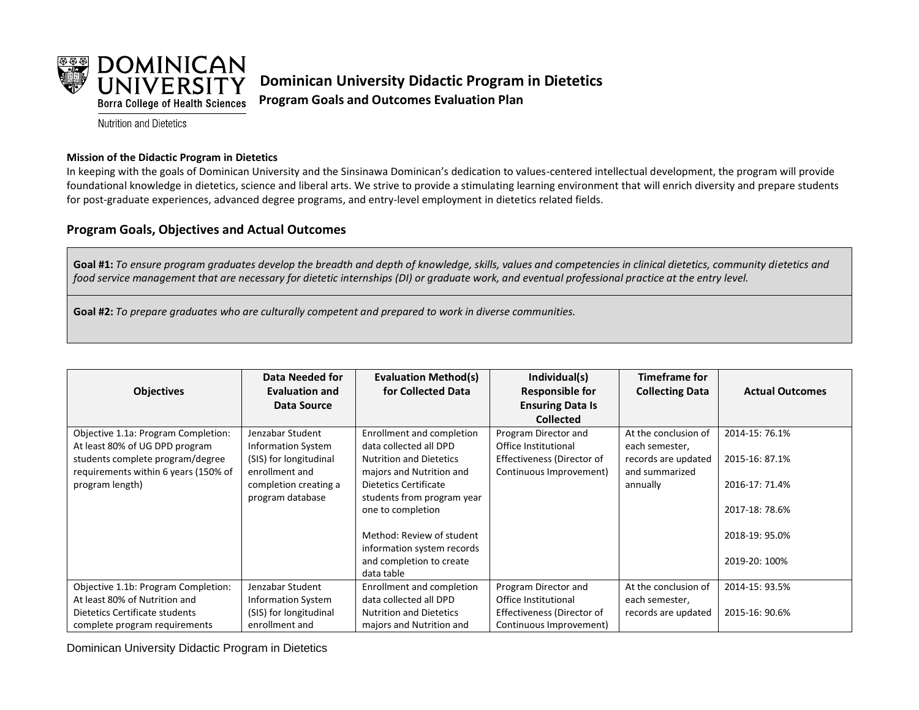# Dominican University Didactic Program in Dietetics

## Program Goals and Outcomes Evaluation Plan

Dominican University
Borra College of Health Sciences
Nutrition and Dietetics

**Mission of the Didactic Program in Dietetics**

In keeping with the goals of Dominican University and the Sinsinawa Dominican's dedication to values-centered intellectual development, the program will provide foundational knowledge in dietetics, science and liberal arts. We strive to provide a stimulating learning environment that will enrich diversity and prepare students for post-graduate experiences, advanced degree programs, and entry-level employment in dietetics related fields.

## Program Goals, Objectives and Actual Outcomes

**Goal #1:** *To ensure program graduates develop the breadth and depth of knowledge, skills, values and competencies in clinical dietetics, community dietetics and food service management that are necessary for dietetic internships (DI) or graduate work, and eventual professional practice at the entry level.*

**Goal #2:** *To prepare graduates who are culturally competent and prepared to work in diverse communities.*

| Objectives | Data Needed for Evaluation and Data Source | Evaluation Method(s) for Collected Data | Individual(s) Responsible for Ensuring Data Is Collected | Timeframe for Collecting Data | Actual Outcomes |
|---|---|---|---|---|---|
| Objective 1.1a: Program Completion: At least 80% of UG DPD program students complete program/degree requirements within 6 years (150% of program length) | Jenzabar Student Information System (SIS) for longitudinal enrollment and completion creating a program database | Enrollment and completion data collected all DPD Nutrition and Dietetics majors and Nutrition and Dietetics Certificate students from program year one to completion<br><br>Method: Review of student information system records and completion to create data table | Program Director and Office Institutional Effectiveness (Director of Continuous Improvement) | At the conclusion of each semester, records are updated and summarized annually | 2014-15: 76.1%<br><br>2015-16: 87.1%<br><br>2016-17: 71.4%<br><br>2017-18: 78.6%<br><br>2018-19: 95.0%<br><br>2019-20: 100% |
| Objective 1.1b: Program Completion: At least 80% of Nutrition and Dietetics Certificate students complete program requirements | Jenzabar Student Information System (SIS) for longitudinal enrollment and | Enrollment and completion data collected all DPD Nutrition and Dietetics majors and Nutrition and | Program Director and Office Institutional Effectiveness (Director of Continuous Improvement) | At the conclusion of each semester, records are updated | 2014-15: 93.5%<br><br>2015-16: 90.6% |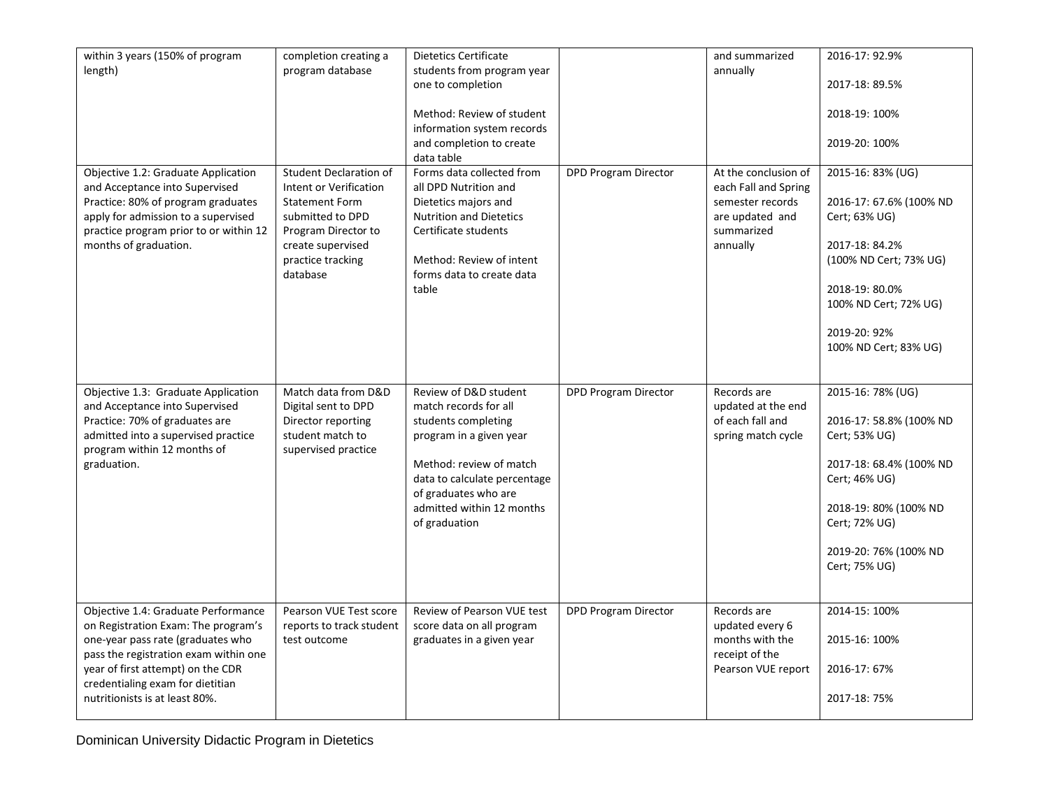| | | | | | |
|---|---|---|---|---|---|
| within 3 years (150% of program length) | completion creating a program database | Dietetics Certificate students from program year one to completion<br><br>Method: Review of student information system records and completion to create data table | | and summarized annually | 2016-17: 92.9%<br><br>2017-18: 89.5%<br><br>2018-19: 100%<br><br>2019-20: 100% |
| Objective 1.2: Graduate Application and Acceptance into Supervised Practice: 80% of program graduates apply for admission to a supervised practice program prior to or within 12 months of graduation. | Student Declaration of Intent or Verification Statement Form submitted to DPD Program Director to create supervised practice tracking database | Forms data collected from all DPD Nutrition and Dietetics majors and Nutrition and Dietetics Certificate students<br><br>Method: Review of intent forms data to create data table | DPD Program Director | At the conclusion of each Fall and Spring semester records are updated and summarized annually | 2015-16: 83% (UG)<br><br>2016-17: 67.6% (100% ND Cert; 63% UG)<br><br>2017-18: 84.2% (100% ND Cert; 73% UG)<br><br>2018-19: 80.0% 100% ND Cert; 72% UG)<br><br>2019-20: 92% 100% ND Cert; 83% UG) |
| Objective 1.3: Graduate Application and Acceptance into Supervised Practice: 70% of graduates are admitted into a supervised practice program within 12 months of graduation. | Match data from D&D Digital sent to DPD Director reporting student match to supervised practice | Review of D&D student match records for all students completing program in a given year<br><br>Method: review of match data to calculate percentage of graduates who are admitted within 12 months of graduation | DPD Program Director | Records are updated at the end of each fall and spring match cycle | 2015-16: 78% (UG)<br><br>2016-17: 58.8% (100% ND Cert; 53% UG)<br><br>2017-18: 68.4% (100% ND Cert; 46% UG)<br><br>2018-19: 80% (100% ND Cert; 72% UG)<br><br>2019-20: 76% (100% ND Cert; 75% UG) |
| Objective 1.4: Graduate Performance on Registration Exam: The program's one-year pass rate (graduates who pass the registration exam within one year of first attempt) on the CDR credentialing exam for dietitian nutritionists is at least 80%. | Pearson VUE Test score reports to track student test outcome | Review of Pearson VUE test score data on all program graduates in a given year | DPD Program Director | Records are updated every 6 months with the receipt of the Pearson VUE report | 2014-15: 100%<br><br>2015-16: 100%<br><br>2016-17: 67%<br><br>2017-18: 75% |

Dominican University Didactic Program in Dietetics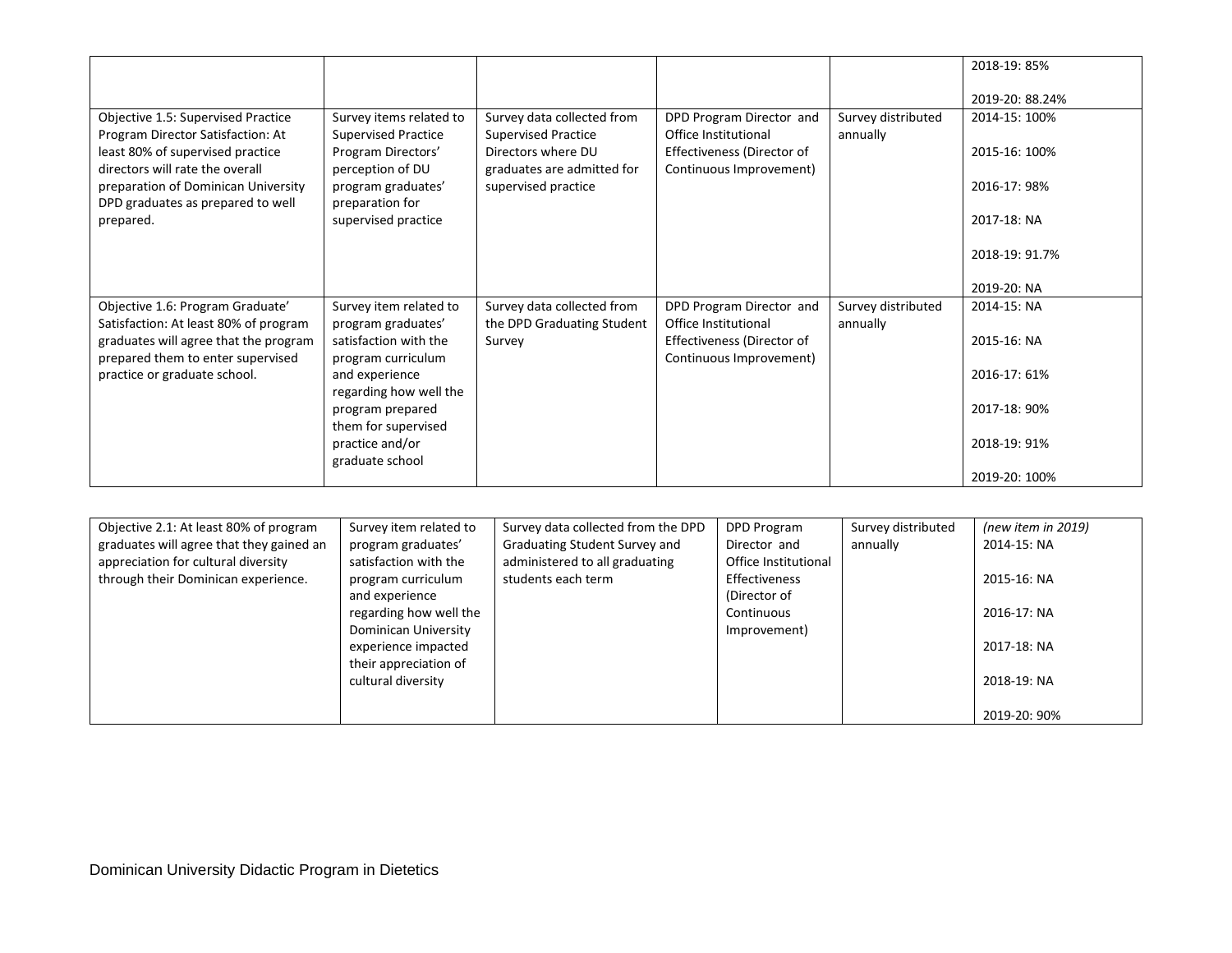| | | | | | |
|---|---|---|---|---|---|
| | | | | | 2018-19: 85%<br><br>2019-20: 88.24% |
| Objective 1.5: Supervised Practice Program Director Satisfaction: At least 80% of supervised practice directors will rate the overall preparation of Dominican University DPD graduates as prepared to well prepared. | Survey items related to Supervised Practice Program Directors' perception of DU program graduates' preparation for supervised practice | Survey data collected from Supervised Practice Directors where DU graduates are admitted for supervised practice | DPD Program Director and Office Institutional Effectiveness (Director of Continuous Improvement) | Survey distributed annually | 2014-15: 100%<br><br>2015-16: 100%<br><br>2016-17: 98%<br><br>2017-18: NA<br><br>2018-19: 91.7%<br><br>2019-20: NA |
| Objective 1.6: Program Graduate' Satisfaction: At least 80% of program graduates will agree that the program prepared them to enter supervised practice or graduate school. | Survey item related to program graduates' satisfaction with the program curriculum and experience regarding how well the program prepared them for supervised practice and/or graduate school | Survey data collected from the DPD Graduating Student Survey | DPD Program Director and Office Institutional Effectiveness (Director of Continuous Improvement) | Survey distributed annually | 2014-15: NA<br><br>2015-16: NA<br><br>2016-17: 61%<br><br>2017-18: 90%<br><br>2018-19: 91%<br><br>2019-20: 100% |

| | | | | | |
|---|---|---|---|---|---|
| Objective 2.1: At least 80% of program graduates will agree that they gained an appreciation for cultural diversity through their Dominican experience. | Survey item related to program graduates' satisfaction with the program curriculum and experience regarding how well the Dominican University experience impacted their appreciation of cultural diversity | Survey data collected from the DPD Graduating Student Survey and administered to all graduating students each term | DPD Program Director and Office Institutional Effectiveness (Director of Continuous Improvement) | Survey distributed annually | *(new item in 2019)*<br>2014-15: NA<br><br>2015-16: NA<br><br>2016-17: NA<br><br>2017-18: NA<br><br>2018-19: NA<br><br>2019-20: 90% |